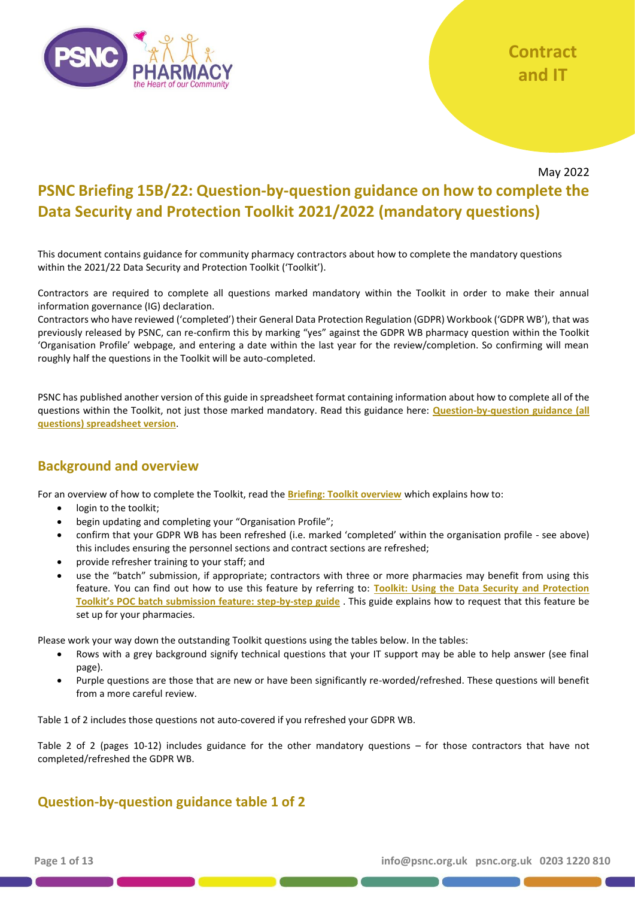Contract and IT

May 2022

# PSNC Briefing 15B/22: Question-by-question guidance on how to complete the Data Security and Protection Toolkit 2021/2022 (mandatory questions)

This document contains guidance for community pharmacy contractors about how to complete the mandatory questions within the 2021/22 Data Security and Protection Toolkit ('Toolkit').

Contractors are required to complete all questions marked mandatory within the Toolkit in order to make their annual information governance (IG) declaration.

Contractors who have reviewed ('completed') their General Data Protection Regulation (GDPR) Workbook ('GDPR WB'), that was previously released by PSNC, can re-confirm this by marking "yes" against the GDPR WB pharmacy question within the Toolkit 'Organisation Profile' webpage, and entering a date within the last year for the review/completion. So confirming will mean roughly half the questions in the Toolkit will be auto-completed.

PSNC has published another version of this guide in spreadsheet format containing information about how to complete all of the questions within the Toolkit, not just those marked mandatory. Read this guidance here: **Question-by-question guidance (all questions) spreadsheet version**.

## Background and overview

For an overview of how to complete the Toolkit, read the **Briefing: Toolkit overview** which explains how to:

- login to the toolkit;
- begin updating and completing your "Organisation Profile";
- confirm that your GDPR WB has been refreshed (i.e. marked 'completed' within the organisation profile - see above) this includes ensuring the personnel sections and contract sections are refreshed;
- provide refresher training to your staff; and
- use the "batch" submission, if appropriate; contractors with three or more pharmacies may benefit from using this feature. You can find out how to use this feature by referring to: **Toolkit: Using the Data Security and Protection Toolkit's POC batch submission feature: step-by-step guide** . This guide explains how to request that this feature be set up for your pharmacies.

Please work your way down the outstanding Toolkit questions using the tables below. In the tables:

- Rows with a grey background signify technical questions that your IT support may be able to help answer (see final page).
- Purple questions are those that are new or have been significantly re-worded/refreshed. These questions will benefit from a more careful review.

Table 1 of 2 includes those questions not auto-covered if you refreshed your GDPR WB.

Table 2 of 2 (pages 10-12) includes guidance for the other mandatory questions – for those contractors that have not completed/refreshed the GDPR WB.

## Question-by-question guidance table 1 of 2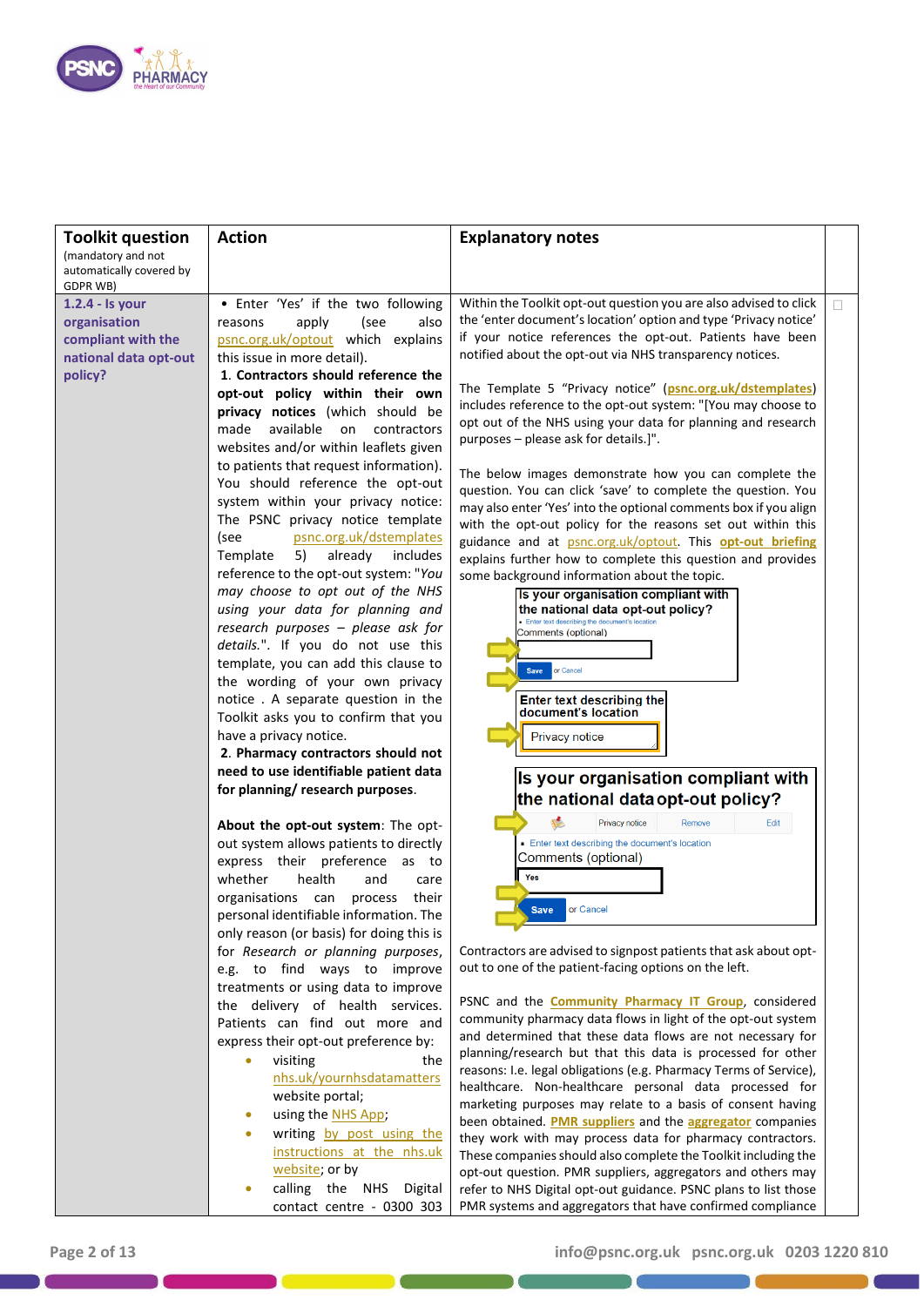| Toolkit question (mandatory and not automatically covered by GDPR WB) | Action | Explanatory notes | |
|---|---|---|---|
| **1.2.4 - Is your organisation compliant with the national data opt-out policy?** | • Enter 'Yes' if the two following reasons apply (see also psnc.org.uk/optout which explains this issue in more detail). <br> **1. Contractors should reference the opt-out policy within their own privacy notices** (which should be made available on contractors websites and/or within leaflets given to patients that request information). You should reference the opt-out system within your privacy notice: The PSNC privacy notice template (see psnc.org.uk/dstemplates Template 5) already includes reference to the opt-out system: "*You may choose to opt out of the NHS using your data for planning and research purposes – please ask for details.*". If you do not use this template, you can add this clause to the wording of your own privacy notice . A separate question in the Toolkit asks you to confirm that you have a privacy notice. <br> **2. Pharmacy contractors should not need to use identifiable patient data for planning/ research purposes**. <br><br> **About the opt-out system**: The opt-out system allows patients to directly express their preference as to whether health and care organisations can process their personal identifiable information. The only reason (or basis) for doing this is for *Research or planning purposes*, e.g. to find ways to improve treatments or using data to improve the delivery of health services. Patients can find out more and express their opt-out preference by: <br> • visiting the nhs.uk/yournhsdatamatters website portal; <br> • using the NHS App; <br> • writing by post using the instructions at the nhs.uk website; or by <br> • calling the NHS Digital contact centre - 0300 303 | Within the Toolkit opt-out question you are also advised to click the 'enter document's location' option and type 'Privacy notice' if your notice references the opt-out. Patients have been notified about the opt-out via NHS transparency notices. <br><br> The Template 5 "Privacy notice" (**psnc.org.uk/dstemplates**) includes reference to the opt-out system: "[You may choose to opt out of the NHS using your data for planning and research purposes – please ask for details.]". <br><br> The below images demonstrate how you can complete the question. You can click 'save' to complete the question. You may also enter 'Yes' into the optional comments box if you align with the opt-out policy for the reasons set out within this guidance and at psnc.org.uk/optout. This **opt-out briefing** explains further how to complete this question and provides some background information about the topic. <br><br> Contractors are advised to signpost patients that ask about opt-out to one of the patient-facing options on the left. <br><br> PSNC and the **Community Pharmacy IT Group**, considered community pharmacy data flows in light of the opt-out system and determined that these data flows are not necessary for planning/research but that this data is processed for other reasons: I.e. legal obligations (e.g. Pharmacy Terms of Service), healthcare. Non-healthcare personal data processed for marketing purposes may relate to a basis of consent having been obtained. **PMR suppliers** and the **aggregator** companies they work with may process data for pharmacy contractors. These companies should also complete the Toolkit including the opt-out question. PMR suppliers, aggregators and others may refer to NHS Digital opt-out guidance. PSNC plans to list those PMR systems and aggregators that have confirmed compliance | ☐ |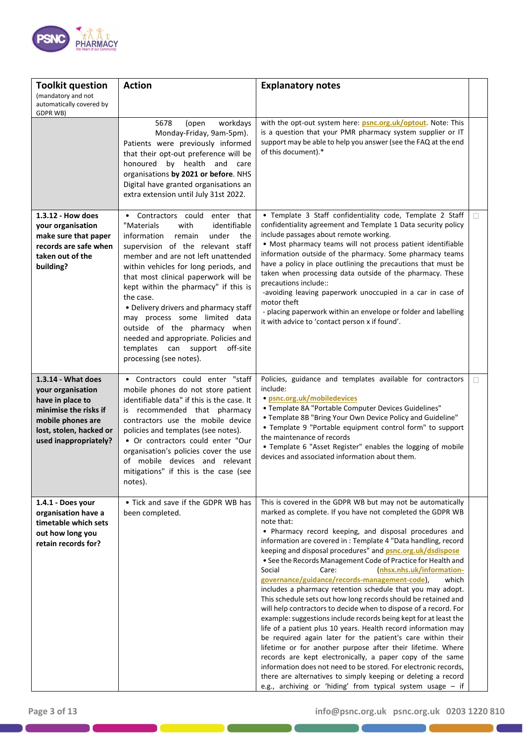| Toolkit question (mandatory and not automatically covered by GDPR WB) | Action | Explanatory notes | |
|---|---|---|---|
| | 5678 (open workdays Monday-Friday, 9am-5pm). Patients were previously informed that their opt-out preference will be honoured by health and care organisations **by 2021 or before**. NHS Digital have granted organisations an extra extension until July 31st 2022. | with the opt-out system here: **psnc.org.uk/optout**. Note: This is a question that your PMR pharmacy system supplier or IT support may be able to help you answer (see the FAQ at the end of this document).* | |
| **1.3.12 - How does your organisation make sure that paper records are safe when taken out of the building?** | • Contractors could enter that "Materials with identifiable information remain under the supervision of the relevant staff member and are not left unattended within vehicles for long periods, and that most clinical paperwork will be kept within the pharmacy" if this is the case.<br>• Delivery drivers and pharmacy staff may process some limited data outside of the pharmacy when needed and appropriate. Policies and templates can support off-site processing (see notes). | • Template 3 Staff confidentiality code, Template 2 Staff confidentiality agreement and Template 1 Data security policy include passages about remote working.<br>• Most pharmacy teams will not process patient identifiable information outside of the pharmacy. Some pharmacy teams have a policy in place outlining the precautions that must be taken when processing data outside of the pharmacy. These precautions include::<br>-avoiding leaving paperwork unoccupied in a car in case of motor theft<br>- placing paperwork within an envelope or folder and labelling it with advice to 'contact person x if found'. | ☐ |
| **1.3.14 - What does your organisation have in place to minimise the risks if mobile phones are lost, stolen, hacked or used inappropriately?** | • Contractors could enter "staff mobile phones do not store patient identifiable data" if this is the case. It is recommended that pharmacy contractors use the mobile device policies and templates (see notes).<br>• Or contractors could enter "Our organisation's policies cover the use of mobile devices and relevant mitigations" if this is the case (see notes). | Policies, guidance and templates available for contractors include:<br>• **psnc.org.uk/mobiledevices**<br>• Template 8A "Portable Computer Devices Guidelines"<br>• Template 8B "Bring Your Own Device Policy and Guideline"<br>• Template 9 "Portable equipment control form" to support the maintenance of records<br>• Template 6 "Asset Register" enables the logging of mobile devices and associated information about them. | ☐ |
| **1.4.1 - Does your organisation have a timetable which sets out how long you retain records for?** | • Tick and save if the GDPR WB has been completed. | This is covered in the GDPR WB but may not be automatically marked as complete. If you have not completed the GDPR WB note that:<br>• Pharmacy record keeping, and disposal procedures and information are covered in : Template 4 "Data handling, record keeping and disposal procedures" and **psnc.org.uk/dsdispose**<br>• See the Records Management Code of Practice for Health and Social Care: (**nhsx.nhs.uk/information-governance/guidance/records-management-code**), which includes a pharmacy retention schedule that you may adopt. This schedule sets out how long records should be retained and will help contractors to decide when to dispose of a record. For example: suggestions include records being kept for at least the life of a patient plus 10 years. Health record information may be required again later for the patient's care within their lifetime or for another purpose after their lifetime. Where records are kept electronically, a paper copy of the same information does not need to be stored. For electronic records, there are alternatives to simply keeping or deleting a record e.g., archiving or 'hiding' from typical system usage – if | |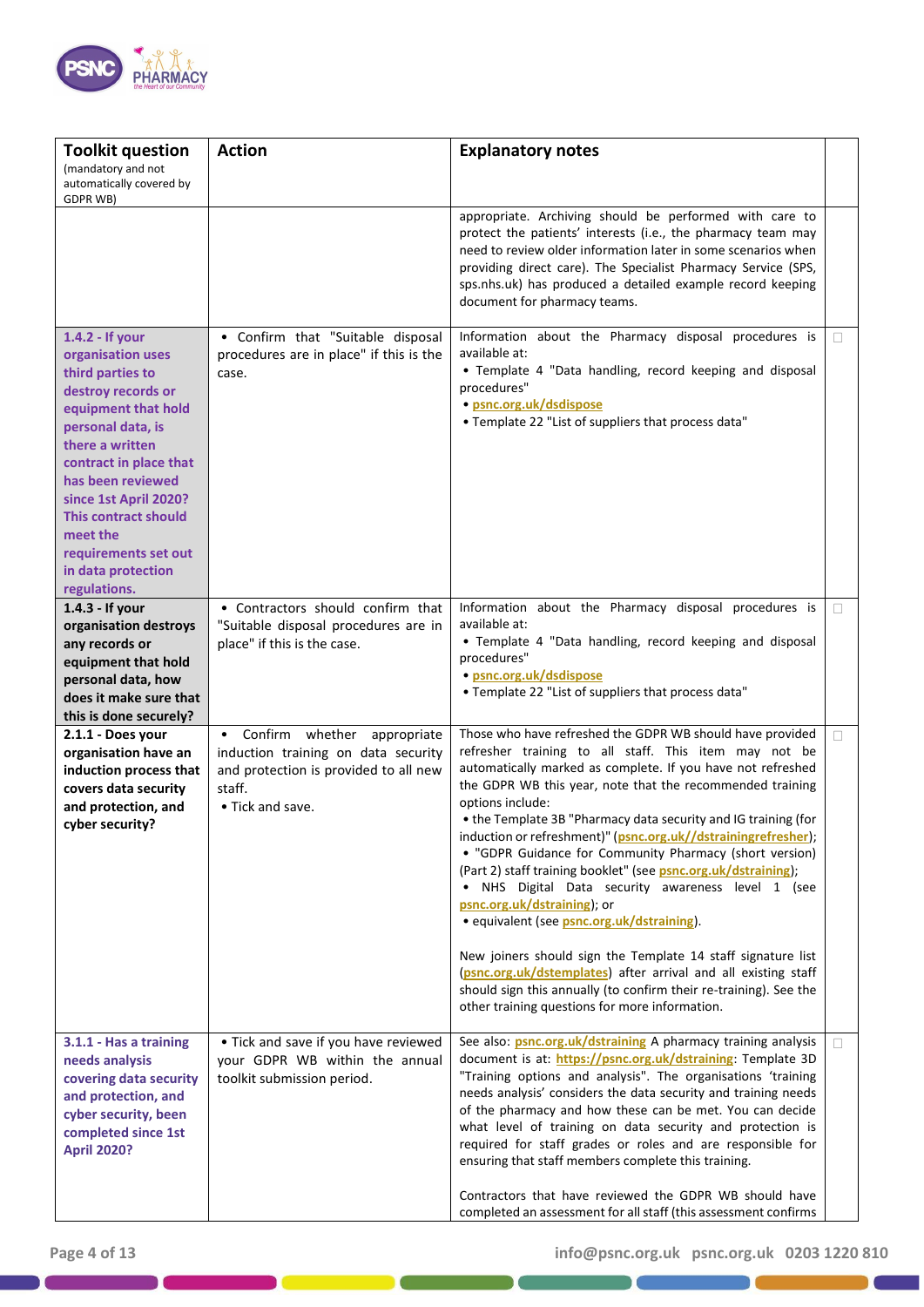| Toolkit question (mandatory and not automatically covered by GDPR WB) | Action | Explanatory notes | |
|---|---|---|---|
| | | appropriate. Archiving should be performed with care to protect the patients' interests (i.e., the pharmacy team may need to review older information later in some scenarios when providing direct care). The Specialist Pharmacy Service (SPS, sps.nhs.uk) has produced a detailed example record keeping document for pharmacy teams. | |
| **1.4.2 - If your organisation uses third parties to destroy records or equipment that hold personal data, is there a written contract in place that has been reviewed since 1st April 2020? This contract should meet the requirements set out in data protection regulations.** | • Confirm that "Suitable disposal procedures are in place" if this is the case. | Information about the Pharmacy disposal procedures is available at:<br>• Template 4 "Data handling, record keeping and disposal procedures"<br>• psnc.org.uk/dsdispose<br>• Template 22 "List of suppliers that process data" | ☐ |
| **1.4.3 - If your organisation destroys any records or equipment that hold personal data, how does it make sure that this is done securely?** | • Contractors should confirm that "Suitable disposal procedures are in place" if this is the case. | Information about the Pharmacy disposal procedures is available at:<br>• Template 4 "Data handling, record keeping and disposal procedures"<br>• psnc.org.uk/dsdispose<br>• Template 22 "List of suppliers that process data" | ☐ |
| **2.1.1 - Does your organisation have an induction process that covers data security and protection, and cyber security?** | • Confirm whether appropriate induction training on data security and protection is provided to all new staff.<br>• Tick and save. | Those who have refreshed the GDPR WB should have provided refresher training to all staff. This item may not be automatically marked as complete. If you have not refreshed the GDPR WB this year, note that the recommended training options include:<br>• the Template 3B "Pharmacy data security and IG training (for induction or refreshment)" (psnc.org.uk//dstrainingrefresher);<br>• "GDPR Guidance for Community Pharmacy (short version) (Part 2) staff training booklet" (see psnc.org.uk/dstraining);<br>• NHS Digital Data security awareness level 1 (see psnc.org.uk/dstraining); or<br>• equivalent (see psnc.org.uk/dstraining).<br><br>New joiners should sign the Template 14 staff signature list (psnc.org.uk/dstemplates) after arrival and all existing staff should sign this annually (to confirm their re-training). See the other training questions for more information. | ☐ |
| **3.1.1 - Has a training needs analysis covering data security and protection, and cyber security, been completed since 1st April 2020?** | • Tick and save if you have reviewed your GDPR WB within the annual toolkit submission period. | See also: psnc.org.uk/dstraining A pharmacy training analysis document is at: https://psnc.org.uk/dstraining: Template 3D "Training options and analysis". The organisations 'training needs analysis' considers the data security and training needs of the pharmacy and how these can be met. You can decide what level of training on data security and protection is required for staff grades or roles and are responsible for ensuring that staff members complete this training.<br><br>Contractors that have reviewed the GDPR WB should have completed an assessment for all staff (this assessment confirms | ☐ |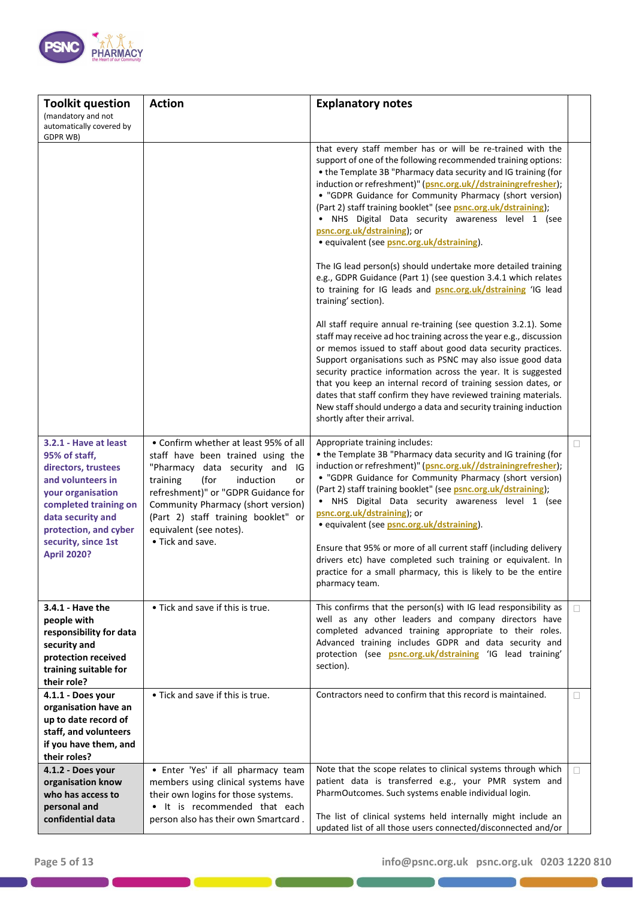| Toolkit question (mandatory and not automatically covered by GDPR WB) | Action | Explanatory notes | |
|---|---|---|---|
| | | that every staff member has or will be re-trained with the support of one of the following recommended training options:<br>• the Template 3B "Pharmacy data security and IG training (for induction or refreshment)" (psnc.org.uk//dstrainingrefresher);<br>• "GDPR Guidance for Community Pharmacy (short version) (Part 2) staff training booklet" (see psnc.org.uk/dstraining);<br>• NHS Digital Data security awareness level 1 (see psnc.org.uk/dstraining); or<br>• equivalent (see psnc.org.uk/dstraining).<br><br>The IG lead person(s) should undertake more detailed training e.g., GDPR Guidance (Part 1) (see question 3.4.1 which relates to training for IG leads and psnc.org.uk/dstraining 'IG lead training' section).<br><br>All staff require annual re-training (see question 3.2.1). Some staff may receive ad hoc training across the year e.g., discussion or memos issued to staff about good data security practices. Support organisations such as PSNC may also issue good data security practice information across the year. It is suggested that you keep an internal record of training session dates, or dates that staff confirm they have reviewed training materials. New staff should undergo a data and security training induction shortly after their arrival. | |
| **3.2.1 - Have at least 95% of staff, directors, trustees and volunteers in your organisation completed training on data security and protection, and cyber security, since 1st April 2020?** | • Confirm whether at least 95% of all staff have been trained using the "Pharmacy data security and IG training (for induction or refreshment)" or "GDPR Guidance for Community Pharmacy (short version) (Part 2) staff training booklet" or equivalent (see notes).<br>• Tick and save. | Appropriate training includes:<br>• the Template 3B "Pharmacy data security and IG training (for induction or refreshment)" (psnc.org.uk//dstrainingrefresher);<br>• "GDPR Guidance for Community Pharmacy (short version) (Part 2) staff training booklet" (see psnc.org.uk/dstraining);<br>• NHS Digital Data security awareness level 1 (see psnc.org.uk/dstraining); or<br>• equivalent (see psnc.org.uk/dstraining).<br><br>Ensure that 95% or more of all current staff (including delivery drivers etc) have completed such training or equivalent. In practice for a small pharmacy, this is likely to be the entire pharmacy team. | ☐ |
| **3.4.1 - Have the people with responsibility for data security and protection received training suitable for their role?** | • Tick and save if this is true. | This confirms that the person(s) with IG lead responsibility as well as any other leaders and company directors have completed advanced training appropriate to their roles. Advanced training includes GDPR and data security and protection (see psnc.org.uk/dstraining 'IG lead training' section). | ☐ |
| **4.1.1 - Does your organisation have an up to date record of staff, and volunteers if you have them, and their roles?** | • Tick and save if this is true. | Contractors need to confirm that this record is maintained. | ☐ |
| **4.1.2 - Does your organisation know who has access to personal and confidential data** | • Enter 'Yes' if all pharmacy team members using clinical systems have their own logins for those systems.<br>• It is recommended that each person also has their own Smartcard . | Note that the scope relates to clinical systems through which patient data is transferred e.g., your PMR system and PharmOutcomes. Such systems enable individual login.<br><br>The list of clinical systems held internally might include an updated list of all those users connected/disconnected and/or | ☐ |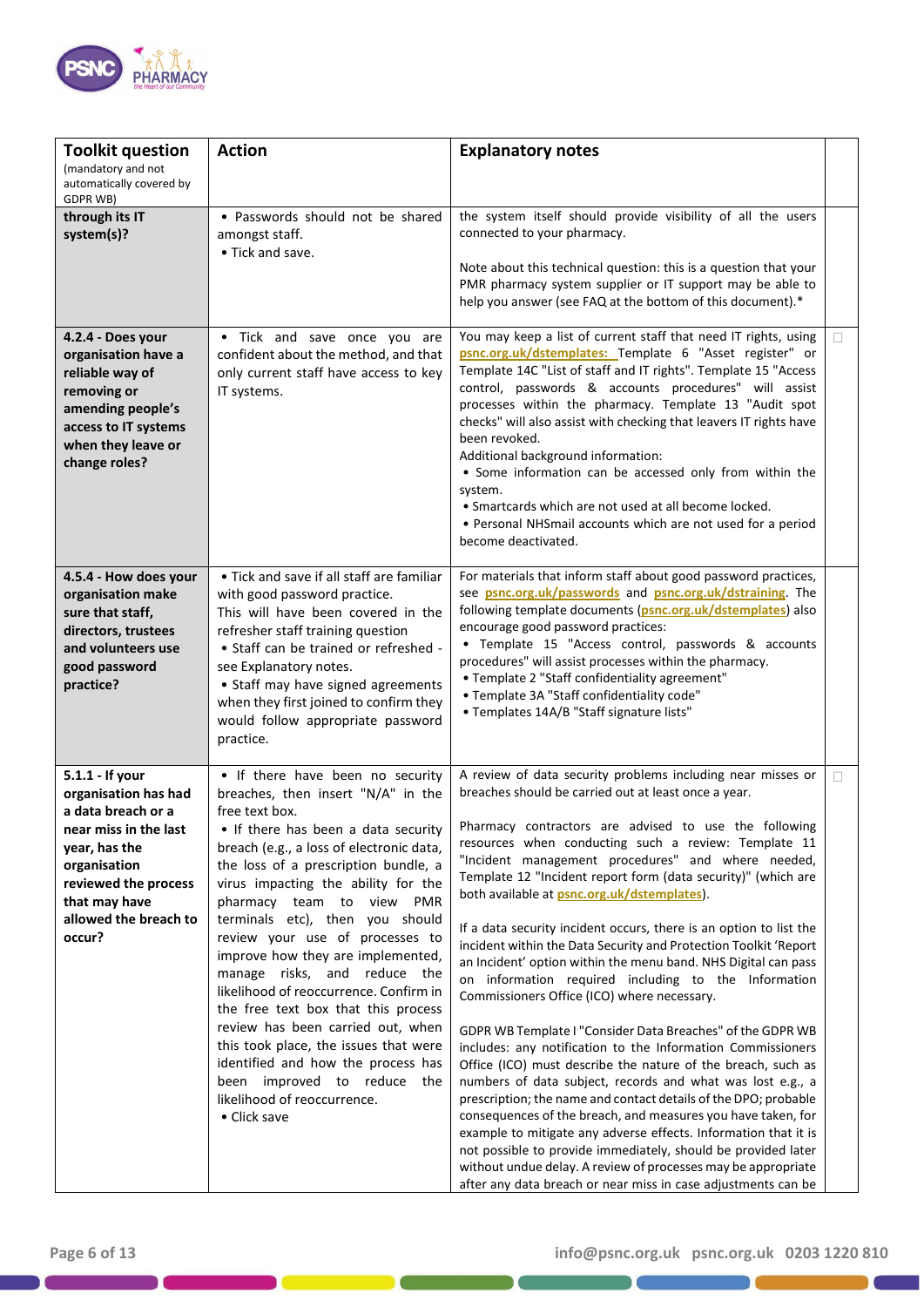| Toolkit question (mandatory and not automatically covered by GDPR WB) | Action | Explanatory notes | |
|---|---|---|---|
| **through its IT system(s)?** | • Passwords should not be shared amongst staff.<br>• Tick and save. | the system itself should provide visibility of all the users connected to your pharmacy.<br><br>Note about this technical question: this is a question that your PMR pharmacy system supplier or IT support may be able to help you answer (see FAQ at the bottom of this document).* | |
| **4.2.4 - Does your organisation have a reliable way of removing or amending people's access to IT systems when they leave or change roles?** | • Tick and save once you are confident about the method, and that only current staff have access to key IT systems. | You may keep a list of current staff that need IT rights, using **psnc.org.uk/dstemplates:** Template 6 "Asset register" or Template 14C "List of staff and IT rights". Template 15 "Access control, passwords & accounts procedures" will assist processes within the pharmacy. Template 13 "Audit spot checks" will also assist with checking that leavers IT rights have been revoked.<br>Additional background information:<br>• Some information can be accessed only from within the system.<br>• Smartcards which are not used at all become locked.<br>• Personal NHSmail accounts which are not used for a period become deactivated. | ☐ |
| **4.5.4 - How does your organisation make sure that staff, directors, trustees and volunteers use good password practice?** | • Tick and save if all staff are familiar with good password practice.<br>This will have been covered in the refresher staff training question<br>• Staff can be trained or refreshed - see Explanatory notes.<br>• Staff may have signed agreements when they first joined to confirm they would follow appropriate password practice. | For materials that inform staff about good password practices, see **psnc.org.uk/passwords** and **psnc.org.uk/dstraining**. The following template documents (**psnc.org.uk/dstemplates**) also encourage good password practices:<br>• Template 15 "Access control, passwords & accounts procedures" will assist processes within the pharmacy.<br>• Template 2 "Staff confidentiality agreement"<br>• Template 3A "Staff confidentiality code"<br>• Templates 14A/B "Staff signature lists" | |
| **5.1.1 - If your organisation has had a data breach or a near miss in the last year, has the organisation reviewed the process that may have allowed the breach to occur?** | • If there have been no security breaches, then insert "N/A" in the free text box.<br>• If there has been a data security breach (e.g., a loss of electronic data, the loss of a prescription bundle, a virus impacting the ability for the pharmacy team to view PMR terminals etc), then you should review your use of processes to improve how they are implemented, manage risks, and reduce the likelihood of reoccurrence. Confirm in the free text box that this process review has been carried out, when this took place, the issues that were identified and how the process has been improved to reduce the likelihood of reoccurrence.<br>• Click save | A review of data security problems including near misses or breaches should be carried out at least once a year.<br><br>Pharmacy contractors are advised to use the following resources when conducting such a review: Template 11 "Incident management procedures" and where needed, Template 12 "Incident report form (data security)" (which are both available at **psnc.org.uk/dstemplates**).<br><br>If a data security incident occurs, there is an option to list the incident within the Data Security and Protection Toolkit 'Report an Incident' option within the menu band. NHS Digital can pass on information required including to the Information Commissioners Office (ICO) where necessary.<br><br>GDPR WB Template I "Consider Data Breaches" of the GDPR WB includes: any notification to the Information Commissioners Office (ICO) must describe the nature of the breach, such as numbers of data subject, records and what was lost e.g., a prescription; the name and contact details of the DPO; probable consequences of the breach, and measures you have taken, for example to mitigate any adverse effects. Information that it is not possible to provide immediately, should be provided later without undue delay. A review of processes may be appropriate after any data breach or near miss in case adjustments can be | ☐ |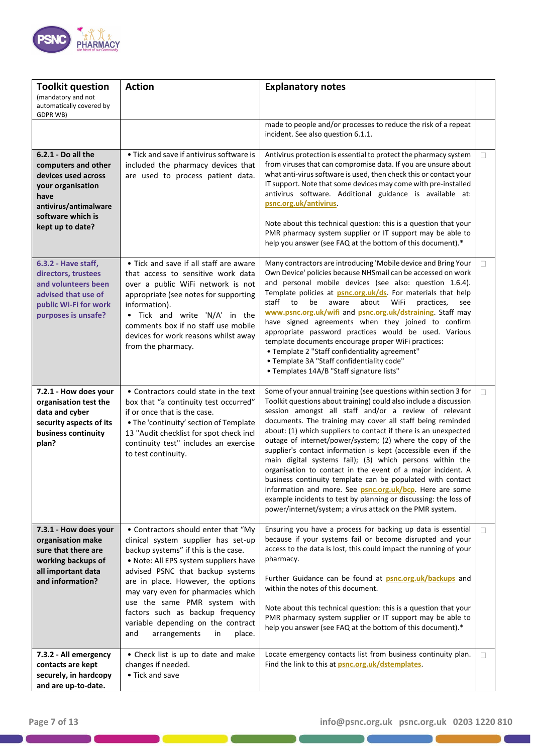| Toolkit question (mandatory and not automatically covered by GDPR WB) | Action | Explanatory notes | |
|---|---|---|---|
| | | made to people and/or processes to reduce the risk of a repeat incident. See also question 6.1.1. | |
| **6.2.1 - Do all the computers and other devices used across your organisation have antivirus/antimalware software which is kept up to date?** | • Tick and save if antivirus software is included the pharmacy devices that are used to process patient data. | Antivirus protection is essential to protect the pharmacy system from viruses that can compromise data. If you are unsure about what anti-virus software is used, then check this or contact your IT support. Note that some devices may come with pre-installed antivirus software. Additional guidance is available at: psnc.org.uk/antivirus.<br><br>Note about this technical question: this is a question that your PMR pharmacy system supplier or IT support may be able to help you answer (see FAQ at the bottom of this document).* | ☐ |
| **6.3.2 - Have staff, directors, trustees and volunteers been advised that use of public Wi-Fi for work purposes is unsafe?** | • Tick and save if all staff are aware that access to sensitive work data over a public WiFi network is not appropriate (see notes for supporting information).<br>• Tick and write 'N/A' in the comments box if no staff use mobile devices for work reasons whilst away from the pharmacy. | Many contractors are introducing 'Mobile device and Bring Your Own Device' policies because NHSmail can be accessed on work and personal mobile devices (see also: question 1.6.4). Template policies at psnc.org.uk/ds. For materials that help staff to be aware about WiFi practices, see www.psnc.org.uk/wifi and psnc.org.uk/dstraining. Staff may have signed agreements when they joined to confirm appropriate password practices would be used. Various template documents encourage proper WiFi practices:<br>• Template 2 "Staff confidentiality agreement"<br>• Template 3A "Staff confidentiality code"<br>• Templates 14A/B "Staff signature lists" | ☐ |
| **7.2.1 - How does your organisation test the data and cyber security aspects of its business continuity plan?** | • Contractors could state in the text box that "a continuity test occurred" if or once that is the case.<br>• The 'continuity' section of Template 13 "Audit checklist for spot check incl continuity test" includes an exercise to test continuity. | Some of your annual training (see questions within section 3 for Toolkit questions about training) could also include a discussion session amongst all staff and/or a review of relevant documents. The training may cover all staff being reminded about: (1) which suppliers to contact if there is an unexpected outage of internet/power/system; (2) where the copy of the supplier's contact information is kept (accessible even if the main digital systems fail); (3) which persons within the organisation to contact in the event of a major incident. A business continuity template can be populated with contact information and more. See psnc.org.uk/bcp. Here are some example incidents to test by planning or discussing: the loss of power/internet/system; a virus attack on the PMR system. | ☐ |
| **7.3.1 - How does your organisation make sure that there are working backups of all important data and information?** | • Contractors should enter that "My clinical system supplier has set-up backup systems" if this is the case.<br>• Note: All EPS system suppliers have advised PSNC that backup systems are in place. However, the options may vary even for pharmacies which use the same PMR system with factors such as backup frequency variable depending on the contract and arrangements in place. | Ensuring you have a process for backing up data is essential because if your systems fail or become disrupted and your access to the data is lost, this could impact the running of your pharmacy.<br><br>Further Guidance can be found at psnc.org.uk/backups and within the notes of this document.<br><br>Note about this technical question: this is a question that your PMR pharmacy system supplier or IT support may be able to help you answer (see FAQ at the bottom of this document).* | ☐ |
| **7.3.2 - All emergency contacts are kept securely, in hardcopy and are up-to-date.** | • Check list is up to date and make changes if needed.<br>• Tick and save | Locate emergency contacts list from business continuity plan. Find the link to this at psnc.org.uk/dstemplates. | ☐ |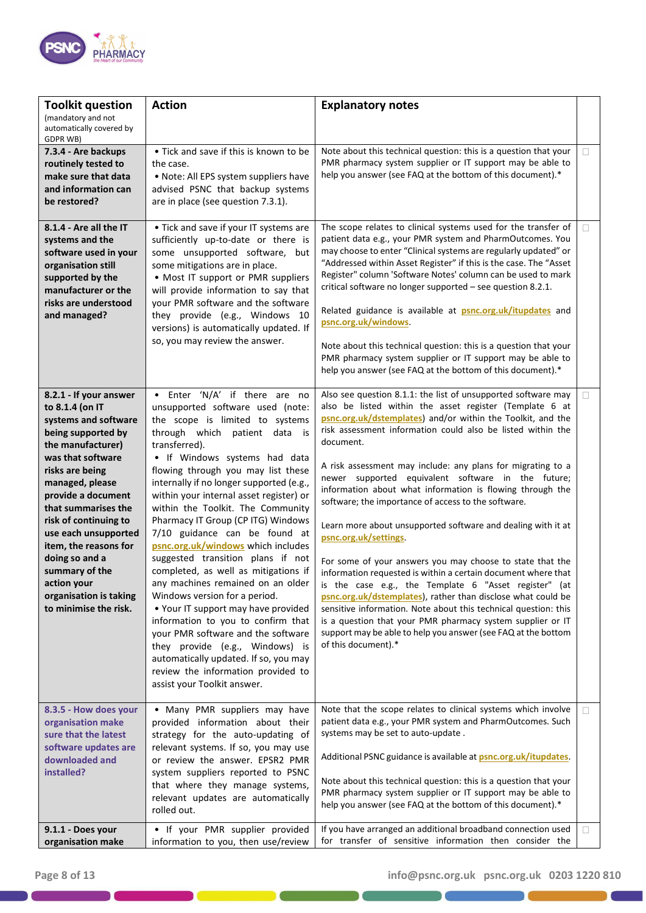| Toolkit question (mandatory and not automatically covered by GDPR WB) | Action | Explanatory notes | |
|---|---|---|---|
| **7.3.4 - Are backups routinely tested to make sure that data and information can be restored?** | • Tick and save if this is known to be the case.<br>• Note: All EPS system suppliers have advised PSNC that backup systems are in place (see question 7.3.1). | Note about this technical question: this is a question that your PMR pharmacy system supplier or IT support may be able to help you answer (see FAQ at the bottom of this document).* | ☐ |
| **8.1.4 - Are all the IT systems and the software used in your organisation still supported by the manufacturer or the risks are understood and managed?** | • Tick and save if your IT systems are sufficiently up-to-date or there is some unsupported software, but some mitigations are in place.<br>• Most IT support or PMR suppliers will provide information to say that your PMR software and the software they provide (e.g., Windows 10 versions) is automatically updated. If so, you may review the answer. | The scope relates to clinical systems used for the transfer of patient data e.g., your PMR system and PharmOutcomes. You may choose to enter "Clinical systems are regularly updated" or "Addressed within Asset Register" if this is the case. The "Asset Register" column 'Software Notes' column can be used to mark critical software no longer supported – see question 8.2.1.<br><br>Related guidance is available at **psnc.org.uk/itupdates** and **psnc.org.uk/windows**.<br><br>Note about this technical question: this is a question that your PMR pharmacy system supplier or IT support may be able to help you answer (see FAQ at the bottom of this document).* | ☐ |
| **8.2.1 - If your answer to 8.1.4 (on IT systems and software being supported by the manufacturer) was that software risks are being managed, please provide a document that summarises the risk of continuing to use each unsupported item, the reasons for doing so and a summary of the action your organisation is taking to minimise the risk.** | • Enter 'N/A' if there are no unsupported software used (note: the scope is limited to systems through which patient data is transferred).<br>• If Windows systems had data flowing through you may list these internally if no longer supported (e.g., within your internal asset register) or within the Toolkit. The Community Pharmacy IT Group (CP ITG) Windows 7/10 guidance can be found at **psnc.org.uk/windows** which includes suggested transition plans if not completed, as well as mitigations if any machines remained on an older Windows version for a period.<br>• Your IT support may have provided information to you to confirm that your PMR software and the software they provide (e.g., Windows) is automatically updated. If so, you may review the information provided to assist your Toolkit answer. | Also see question 8.1.1: the list of unsupported software may also be listed within the asset register (Template 6 at **psnc.org.uk/dstemplates**) and/or within the Toolkit, and the risk assessment information could also be listed within the document.<br><br>A risk assessment may include: any plans for migrating to a newer supported equivalent software in the future; information about what information is flowing through the software; the importance of access to the software.<br><br>Learn more about unsupported software and dealing with it at **psnc.org.uk/settings**.<br><br>For some of your answers you may choose to state that the information requested is within a certain document where that is the case e.g., the Template 6 "Asset register" (at **psnc.org.uk/dstemplates**), rather than disclose what could be sensitive information. Note about this technical question: this is a question that your PMR pharmacy system supplier or IT support may be able to help you answer (see FAQ at the bottom of this document).* | ☐ |
| **8.3.5 - How does your organisation make sure that the latest software updates are downloaded and installed?** | • Many PMR suppliers may have provided information about their strategy for the auto-updating of relevant systems. If so, you may use or review the answer. EPSR2 PMR system suppliers reported to PSNC that where they manage systems, relevant updates are automatically rolled out. | Note that the scope relates to clinical systems which involve patient data e.g., your PMR system and PharmOutcomes. Such systems may be set to auto-update .<br><br>Additional PSNC guidance is available at **psnc.org.uk/itupdates**.<br><br>Note about this technical question: this is a question that your PMR pharmacy system supplier or IT support may be able to help you answer (see FAQ at the bottom of this document).* | ☐ |
| **9.1.1 - Does your organisation make** | • If your PMR supplier provided information to you, then use/review | If you have arranged an additional broadband connection used for transfer of sensitive information then consider the | ☐ |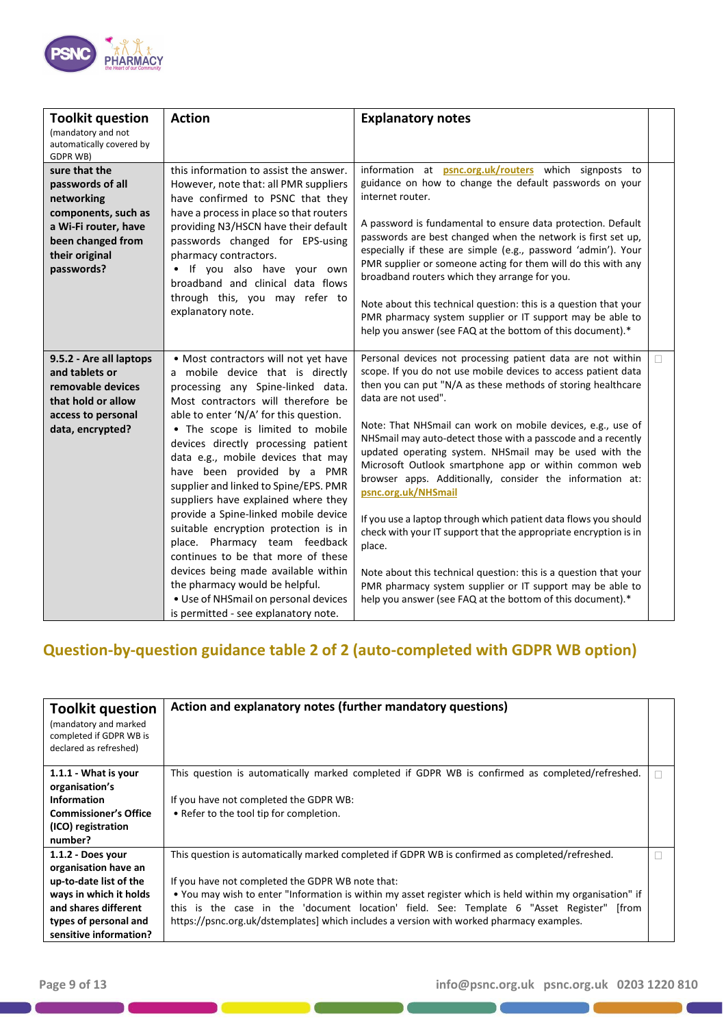| Toolkit question (mandatory and not automatically covered by GDPR WB) | Action | Explanatory notes | |
|---|---|---|---|
| **sure that the passwords of all networking components, such as a Wi-Fi router, have been changed from their original passwords?** | this information to assist the answer. However, note that: all PMR suppliers have confirmed to PSNC that they have a process in place so that routers providing N3/HSCN have their default passwords changed for EPS-using pharmacy contractors.<br>• If you also have your own broadband and clinical data flows through this, you may refer to explanatory note. | information at **psnc.org.uk/routers** which signposts to guidance on how to change the default passwords on your internet router.<br><br>A password is fundamental to ensure data protection. Default passwords are best changed when the network is first set up, especially if these are simple (e.g., password 'admin'). Your PMR supplier or someone acting for them will do this with any broadband routers which they arrange for you.<br><br>Note about this technical question: this is a question that your PMR pharmacy system supplier or IT support may be able to help you answer (see FAQ at the bottom of this document).* | |
| **9.5.2 - Are all laptops and tablets or removable devices that hold or allow access to personal data, encrypted?** | • Most contractors will not yet have a mobile device that is directly processing any Spine-linked data. Most contractors will therefore be able to enter 'N/A' for this question.<br>• The scope is limited to mobile devices directly processing patient data e.g., mobile devices that may have been provided by a PMR supplier and linked to Spine/EPS. PMR suppliers have explained where they provide a Spine-linked mobile device suitable encryption protection is in place. Pharmacy team feedback continues to be that more of these devices being made available within the pharmacy would be helpful.<br>• Use of NHSmail on personal devices is permitted - see explanatory note. | Personal devices not processing patient data are not within scope. If you do not use mobile devices to access patient data then you can put "N/A as these methods of storing healthcare data are not used".<br><br>Note: That NHSmail can work on mobile devices, e.g., use of NHSmail may auto-detect those with a passcode and a recently updated operating system. NHSmail may be used with the Microsoft Outlook smartphone app or within common web browser apps. Additionally, consider the information at: **psnc.org.uk/NHSmail**<br><br>If you use a laptop through which patient data flows you should check with your IT support that the appropriate encryption is in place.<br><br>Note about this technical question: this is a question that your PMR pharmacy system supplier or IT support may be able to help you answer (see FAQ at the bottom of this document).* | ☐ |

## Question-by-question guidance table 2 of 2 (auto-completed with GDPR WB option)

| Toolkit question (mandatory and marked completed if GDPR WB is declared as refreshed) | Action and explanatory notes (further mandatory questions) | |
|---|---|---|
| **1.1.1 - What is your organisation's Information Commissioner's Office (ICO) registration number?** | This question is automatically marked completed if GDPR WB is confirmed as completed/refreshed.<br><br>If you have not completed the GDPR WB:<br>• Refer to the tool tip for completion. | ☐ |
| **1.1.2 - Does your organisation have an up-to-date list of the ways in which it holds and shares different types of personal and sensitive information?** | This question is automatically marked completed if GDPR WB is confirmed as completed/refreshed.<br><br>If you have not completed the GDPR WB note that:<br>• You may wish to enter "Information is within my asset register which is held within my organisation" if this is the case in the 'document location' field. See: Template 6 "Asset Register" [from https://psnc.org.uk/dstemplates] which includes a version with worked pharmacy examples. | ☐ |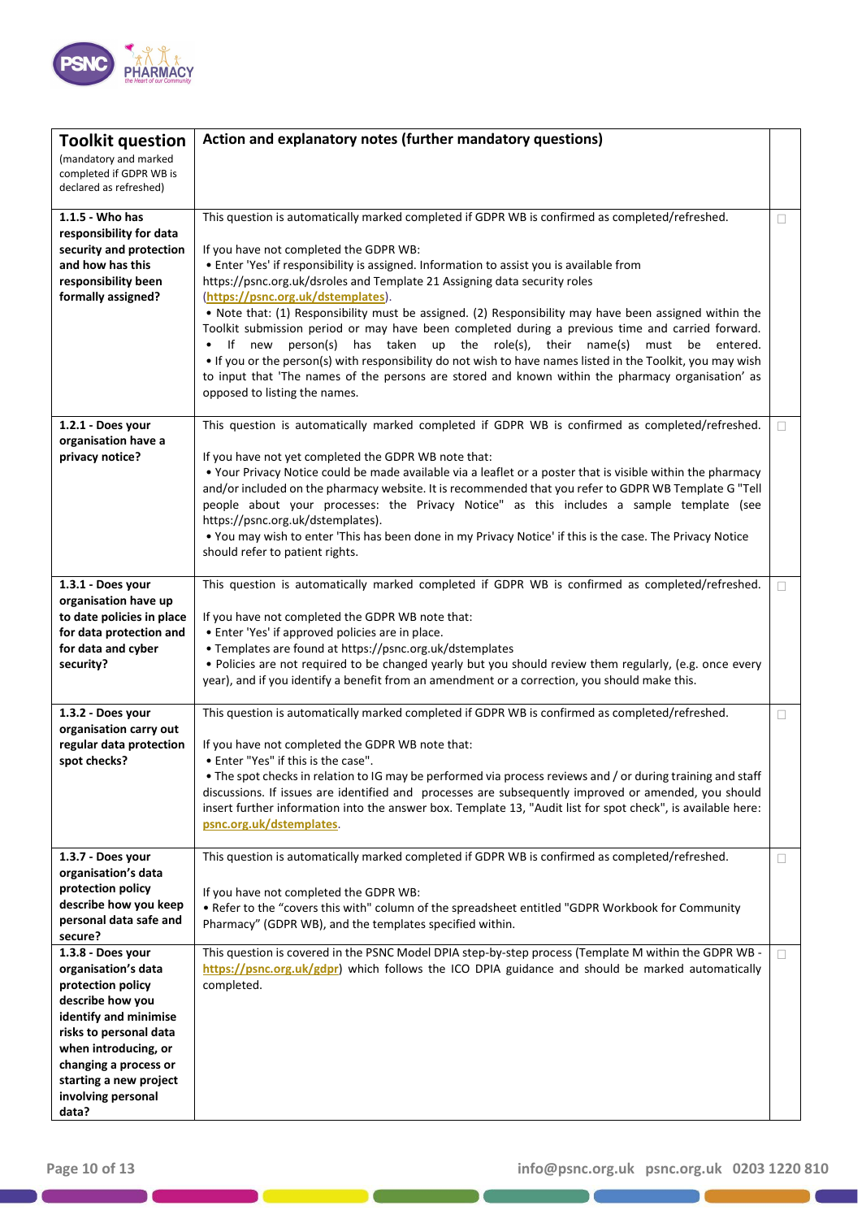| **Toolkit question** (mandatory and marked completed if GDPR WB is declared as refreshed) | **Action and explanatory notes (further mandatory questions)** | |
|---|---|---|
| **1.1.5 - Who has responsibility for data security and protection and how has this responsibility been formally assigned?** | This question is automatically marked completed if GDPR WB is confirmed as completed/refreshed.<br><br>If you have not completed the GDPR WB:<br>• Enter 'Yes' if responsibility is assigned. Information to assist you is available from https://psnc.org.uk/dsroles and Template 21 Assigning data security roles (**https://psnc.org.uk/dstemplates**).<br>• Note that: (1) Responsibility must be assigned. (2) Responsibility may have been assigned within the Toolkit submission period or may have been completed during a previous time and carried forward.<br>• If new person(s) has taken up the role(s), their name(s) must be entered.<br>• If you or the person(s) with responsibility do not wish to have names listed in the Toolkit, you may wish to input that 'The names of the persons are stored and known within the pharmacy organisation' as opposed to listing the names. | ☐ |
| **1.2.1 - Does your organisation have a privacy notice?** | This question is automatically marked completed if GDPR WB is confirmed as completed/refreshed.<br><br>If you have not yet completed the GDPR WB note that:<br>• Your Privacy Notice could be made available via a leaflet or a poster that is visible within the pharmacy and/or included on the pharmacy website. It is recommended that you refer to GDPR WB Template G "Tell people about your processes: the Privacy Notice" as this includes a sample template (see https://psnc.org.uk/dstemplates).<br>• You may wish to enter 'This has been done in my Privacy Notice' if this is the case. The Privacy Notice should refer to patient rights. | ☐ |
| **1.3.1 - Does your organisation have up to date policies in place for data protection and for data and cyber security?** | This question is automatically marked completed if GDPR WB is confirmed as completed/refreshed.<br><br>If you have not completed the GDPR WB note that:<br>• Enter 'Yes' if approved policies are in place.<br>• Templates are found at https://psnc.org.uk/dstemplates<br>• Policies are not required to be changed yearly but you should review them regularly, (e.g. once every year), and if you identify a benefit from an amendment or a correction, you should make this. | ☐ |
| **1.3.2 - Does your organisation carry out regular data protection spot checks?** | This question is automatically marked completed if GDPR WB is confirmed as completed/refreshed.<br><br>If you have not completed the GDPR WB note that:<br>• Enter "Yes" if this is the case".<br>• The spot checks in relation to IG may be performed via process reviews and / or during training and staff discussions. If issues are identified and processes are subsequently improved or amended, you should insert further information into the answer box. Template 13, "Audit list for spot check", is available here: **psnc.org.uk/dstemplates**. | ☐ |
| **1.3.7 - Does your organisation's data protection policy describe how you keep personal data safe and secure?** | This question is automatically marked completed if GDPR WB is confirmed as completed/refreshed.<br><br>If you have not completed the GDPR WB:<br>• Refer to the "covers this with" column of the spreadsheet entitled "GDPR Workbook for Community Pharmacy" (GDPR WB), and the templates specified within. | ☐ |
| **1.3.8 - Does your organisation's data protection policy describe how you identify and minimise risks to personal data when introducing, or changing a process or starting a new project involving personal data?** | This question is covered in the PSNC Model DPIA step-by-step process (Template M within the GDPR WB - **https://psnc.org.uk/gdpr**) which follows the ICO DPIA guidance and should be marked automatically completed. | ☐ |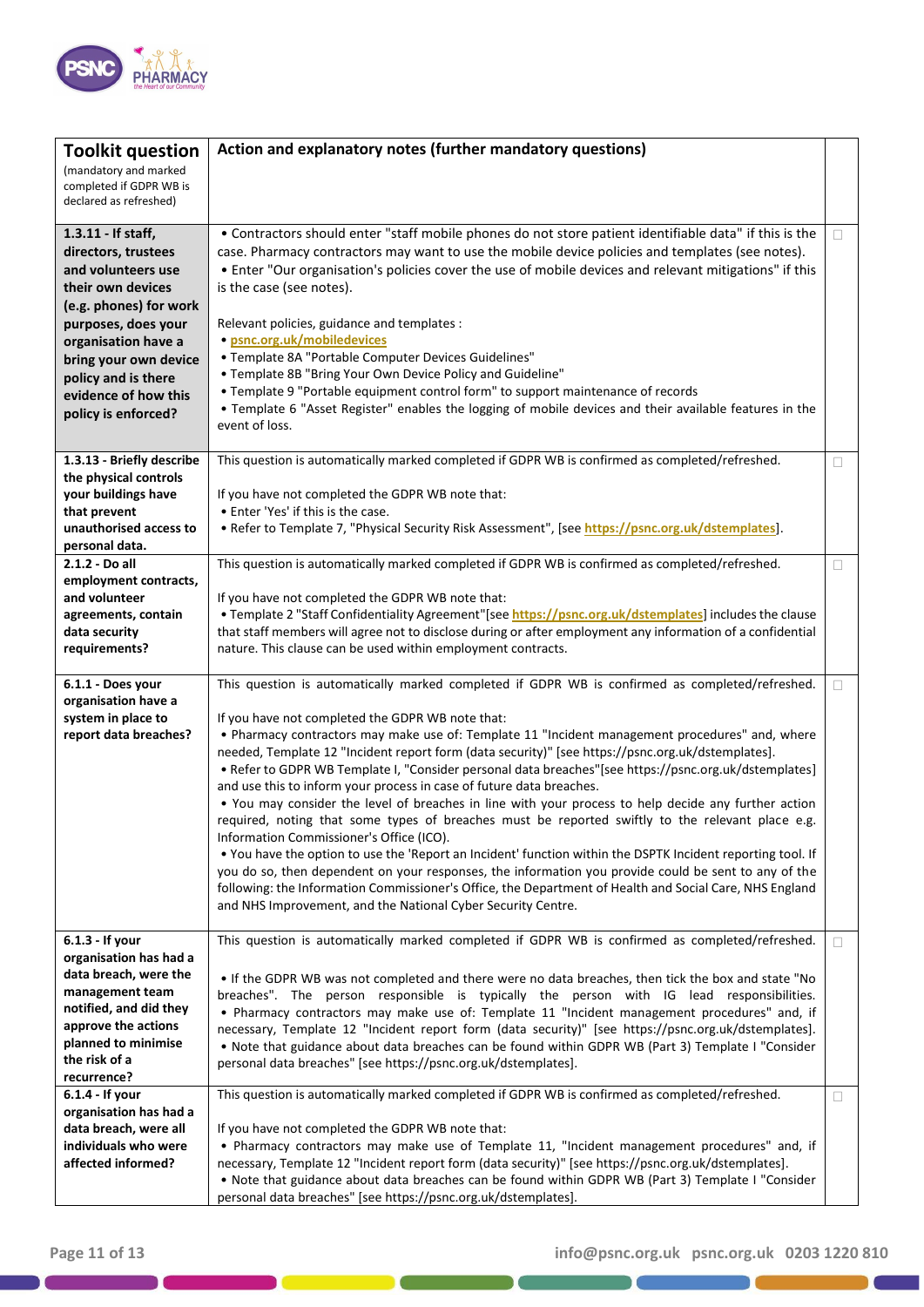| Toolkit question (mandatory and marked completed if GDPR WB is declared as refreshed) | Action and explanatory notes (further mandatory questions) | |
|---|---|---|
| **1.3.11 - If staff, directors, trustees and volunteers use their own devices (e.g. phones) for work purposes, does your organisation have a bring your own device policy and is there evidence of how this policy is enforced?** | • Contractors should enter "staff mobile phones do not store patient identifiable data" if this is the case. Pharmacy contractors may want to use the mobile device policies and templates (see notes).<br>• Enter "Our organisation's policies cover the use of mobile devices and relevant mitigations" if this is the case (see notes).<br><br>Relevant policies, guidance and templates :<br>• **psnc.org.uk/mobiledevices**<br>• Template 8A "Portable Computer Devices Guidelines"<br>• Template 8B "Bring Your Own Device Policy and Guideline"<br>• Template 9 "Portable equipment control form" to support maintenance of records<br>• Template 6 "Asset Register" enables the logging of mobile devices and their available features in the event of loss. | ☐ |
| **1.3.13 - Briefly describe the physical controls your buildings have that prevent unauthorised access to personal data.** | This question is automatically marked completed if GDPR WB is confirmed as completed/refreshed.<br><br>If you have not completed the GDPR WB note that:<br>• Enter 'Yes' if this is the case.<br>• Refer to Template 7, "Physical Security Risk Assessment", [see **https://psnc.org.uk/dstemplates**]. | ☐ |
| **2.1.2 - Do all employment contracts, and volunteer agreements, contain data security requirements?** | This question is automatically marked completed if GDPR WB is confirmed as completed/refreshed.<br><br>If you have not completed the GDPR WB note that:<br>• Template 2 "Staff Confidentiality Agreement"[see **https://psnc.org.uk/dstemplates**] includes the clause that staff members will agree not to disclose during or after employment any information of a confidential nature. This clause can be used within employment contracts. | ☐ |
| **6.1.1 - Does your organisation have a system in place to report data breaches?** | This question is automatically marked completed if GDPR WB is confirmed as completed/refreshed.<br><br>If you have not completed the GDPR WB note that:<br>• Pharmacy contractors may make use of: Template 11 "Incident management procedures" and, where needed, Template 12 "Incident report form (data security)" [see https://psnc.org.uk/dstemplates].<br>• Refer to GDPR WB Template I, "Consider personal data breaches"[see https://psnc.org.uk/dstemplates] and use this to inform your process in case of future data breaches.<br>• You may consider the level of breaches in line with your process to help decide any further action required, noting that some types of breaches must be reported swiftly to the relevant place e.g. Information Commissioner's Office (ICO).<br>• You have the option to use the 'Report an Incident' function within the DSPTK Incident reporting tool. If you do so, then dependent on your responses, the information you provide could be sent to any of the following: the Information Commissioner's Office, the Department of Health and Social Care, NHS England and NHS Improvement, and the National Cyber Security Centre. | ☐ |
| **6.1.3 - If your organisation has had a data breach, were the management team notified, and did they approve the actions planned to minimise the risk of a recurrence?** | This question is automatically marked completed if GDPR WB is confirmed as completed/refreshed.<br><br>• If the GDPR WB was not completed and there were no data breaches, then tick the box and state "No breaches". The person responsible is typically the person with IG lead responsibilities.<br>• Pharmacy contractors may make use of: Template 11 "Incident management procedures" and, if necessary, Template 12 "Incident report form (data security)" [see https://psnc.org.uk/dstemplates].<br>• Note that guidance about data breaches can be found within GDPR WB (Part 3) Template I "Consider personal data breaches" [see https://psnc.org.uk/dstemplates]. | ☐ |
| **6.1.4 - If your organisation has had a data breach, were all individuals who were affected informed?** | This question is automatically marked completed if GDPR WB is confirmed as completed/refreshed.<br><br>If you have not completed the GDPR WB note that:<br>• Pharmacy contractors may make use of Template 11, "Incident management procedures" and, if necessary, Template 12 "Incident report form (data security)" [see https://psnc.org.uk/dstemplates].<br>• Note that guidance about data breaches can be found within GDPR WB (Part 3) Template I "Consider personal data breaches" [see https://psnc.org.uk/dstemplates]. | ☐ |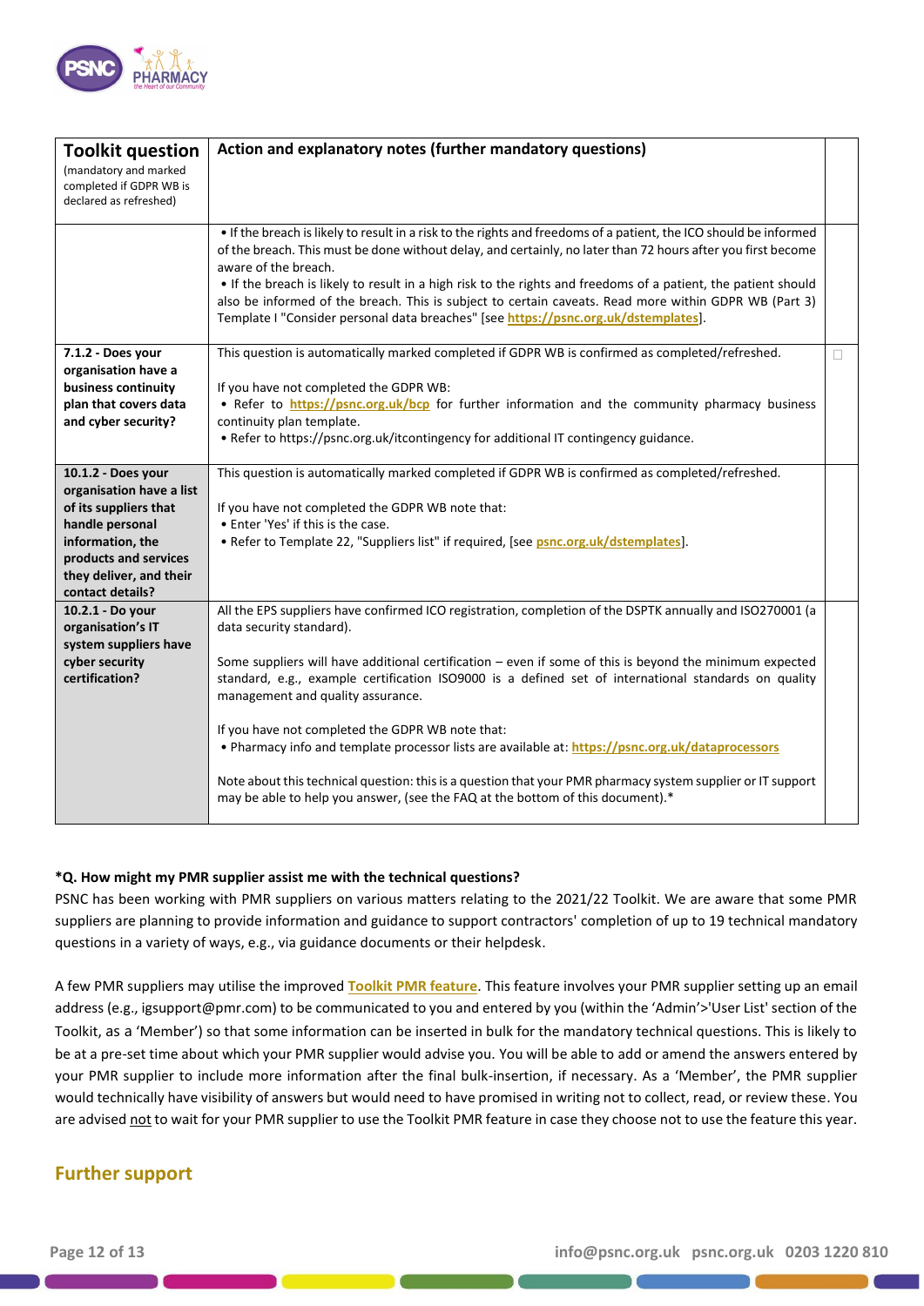| Toolkit question (mandatory and marked completed if GDPR WB is declared as refreshed) | Action and explanatory notes (further mandatory questions) | |
|---|---|---|
| | • If the breach is likely to result in a risk to the rights and freedoms of a patient, the ICO should be informed of the breach. This must be done without delay, and certainly, no later than 72 hours after you first become aware of the breach.<br>• If the breach is likely to result in a high risk to the rights and freedoms of a patient, the patient should also be informed of the breach. This is subject to certain caveats. Read more within GDPR WB (Part 3) Template I "Consider personal data breaches" [see **https://psnc.org.uk/dstemplates**]. | |
| **7.1.2 - Does your organisation have a business continuity plan that covers data and cyber security?** | This question is automatically marked completed if GDPR WB is confirmed as completed/refreshed.<br><br>If you have not completed the GDPR WB:<br>• Refer to **https://psnc.org.uk/bcp** for further information and the community pharmacy business continuity plan template.<br>• Refer to https://psnc.org.uk/itcontingency for additional IT contingency guidance. | ☐ |
| **10.1.2 - Does your organisation have a list of its suppliers that handle personal information, the products and services they deliver, and their contact details?** | This question is automatically marked completed if GDPR WB is confirmed as completed/refreshed.<br><br>If you have not completed the GDPR WB note that:<br>• Enter 'Yes' if this is the case.<br>• Refer to Template 22, "Suppliers list" if required, [see **psnc.org.uk/dstemplates**]. | |
| **10.2.1 - Do your organisation's IT system suppliers have cyber security certification?** | All the EPS suppliers have confirmed ICO registration, completion of the DSPTK annually and ISO270001 (a data security standard).<br><br>Some suppliers will have additional certification – even if some of this is beyond the minimum expected standard, e.g., example certification ISO9000 is a defined set of international standards on quality management and quality assurance.<br><br>If you have not completed the GDPR WB note that:<br>• Pharmacy info and template processor lists are available at: **https://psnc.org.uk/dataprocessors**<br><br>Note about this technical question: this is a question that your PMR pharmacy system supplier or IT support may be able to help you answer, (see the FAQ at the bottom of this document).* | |

**\*Q. How might my PMR supplier assist me with the technical questions?**

PSNC has been working with PMR suppliers on various matters relating to the 2021/22 Toolkit. We are aware that some PMR suppliers are planning to provide information and guidance to support contractors' completion of up to 19 technical mandatory questions in a variety of ways, e.g., via guidance documents or their helpdesk.

A few PMR suppliers may utilise the improved **Toolkit PMR feature**. This feature involves your PMR supplier setting up an email address (e.g., igsupport@pmr.com) to be communicated to you and entered by you (within the 'Admin'>'User List' section of the Toolkit, as a 'Member') so that some information can be inserted in bulk for the mandatory technical questions. This is likely to be at a pre-set time about which your PMR supplier would advise you. You will be able to add or amend the answers entered by your PMR supplier to include more information after the final bulk-insertion, if necessary. As a 'Member', the PMR supplier would technically have visibility of answers but would need to have promised in writing not to collect, read, or review these. You are advised not to wait for your PMR supplier to use the Toolkit PMR feature in case they choose not to use the feature this year.

## Further support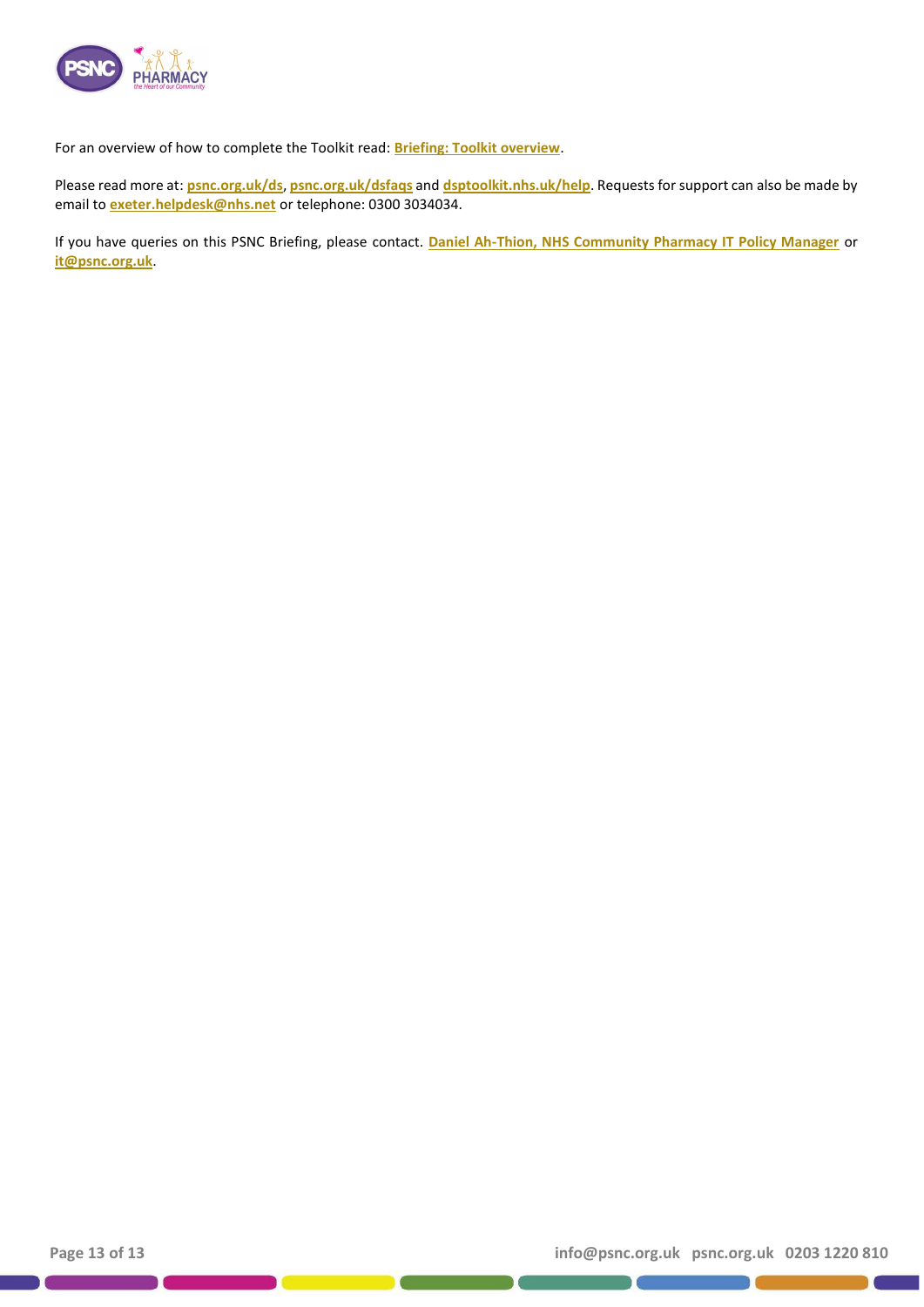For an overview of how to complete the Toolkit read: **Briefing: Toolkit overview**.

Please read more at: **psnc.org.uk/ds**, **psnc.org.uk/dsfaqs** and **dsptoolkit.nhs.uk/help**. Requests for support can also be made by email to **exeter.helpdesk@nhs.net** or telephone: 0300 3034034.

If you have queries on this PSNC Briefing, please contact. **Daniel Ah-Thion, NHS Community Pharmacy IT Policy Manager** or **it@psnc.org.uk**.